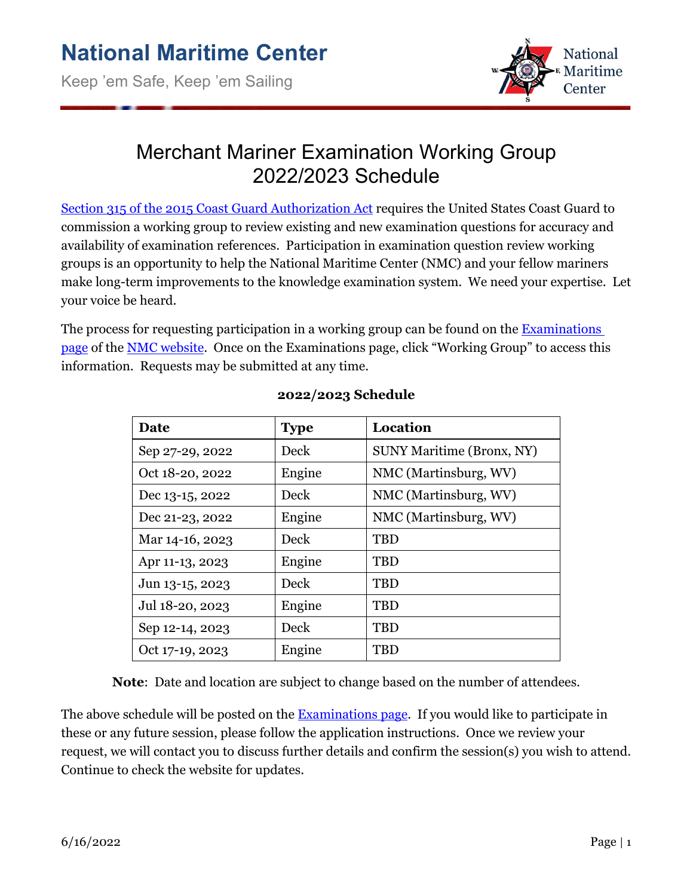# National Maritime Center

Keep 'em Safe, Keep 'em Sailing

## Merchant Mariner Examination Working Group 2022/2023 Schedule

[Section 315 of the 2015 Coast Guard Authorization Act](#) requires the United States Coast Guard to commission a working group to review existing and new examination questions for accuracy and availability of examination references. Participation in examination question review working groups is an opportunity to help the National Maritime Center (NMC) and your fellow mariners make long-term improvements to the knowledge examination system. We need your expertise. Let your voice be heard.

The process for requesting participation in a working group can be found on the [Examinations page](#) of the [NMC website](#). Once on the Examinations page, click "Working Group" to access this information. Requests may be submitted at any time.

**2022/2023 Schedule**

| Date | Type | Location |
|---|---|---|
| Sep 27-29, 2022 | Deck | SUNY Maritime (Bronx, NY) |
| Oct 18-20, 2022 | Engine | NMC (Martinsburg, WV) |
| Dec 13-15, 2022 | Deck | NMC (Martinsburg, WV) |
| Dec 21-23, 2022 | Engine | NMC (Martinsburg, WV) |
| Mar 14-16, 2023 | Deck | TBD |
| Apr 11-13, 2023 | Engine | TBD |
| Jun 13-15, 2023 | Deck | TBD |
| Jul 18-20, 2023 | Engine | TBD |
| Sep 12-14, 2023 | Deck | TBD |
| Oct 17-19, 2023 | Engine | TBD |

**Note**: Date and location are subject to change based on the number of attendees.

The above schedule will be posted on the [Examinations page](#). If you would like to participate in these or any future session, please follow the application instructions. Once we review your request, we will contact you to discuss further details and confirm the session(s) you wish to attend. Continue to check the website for updates.

6/16/2022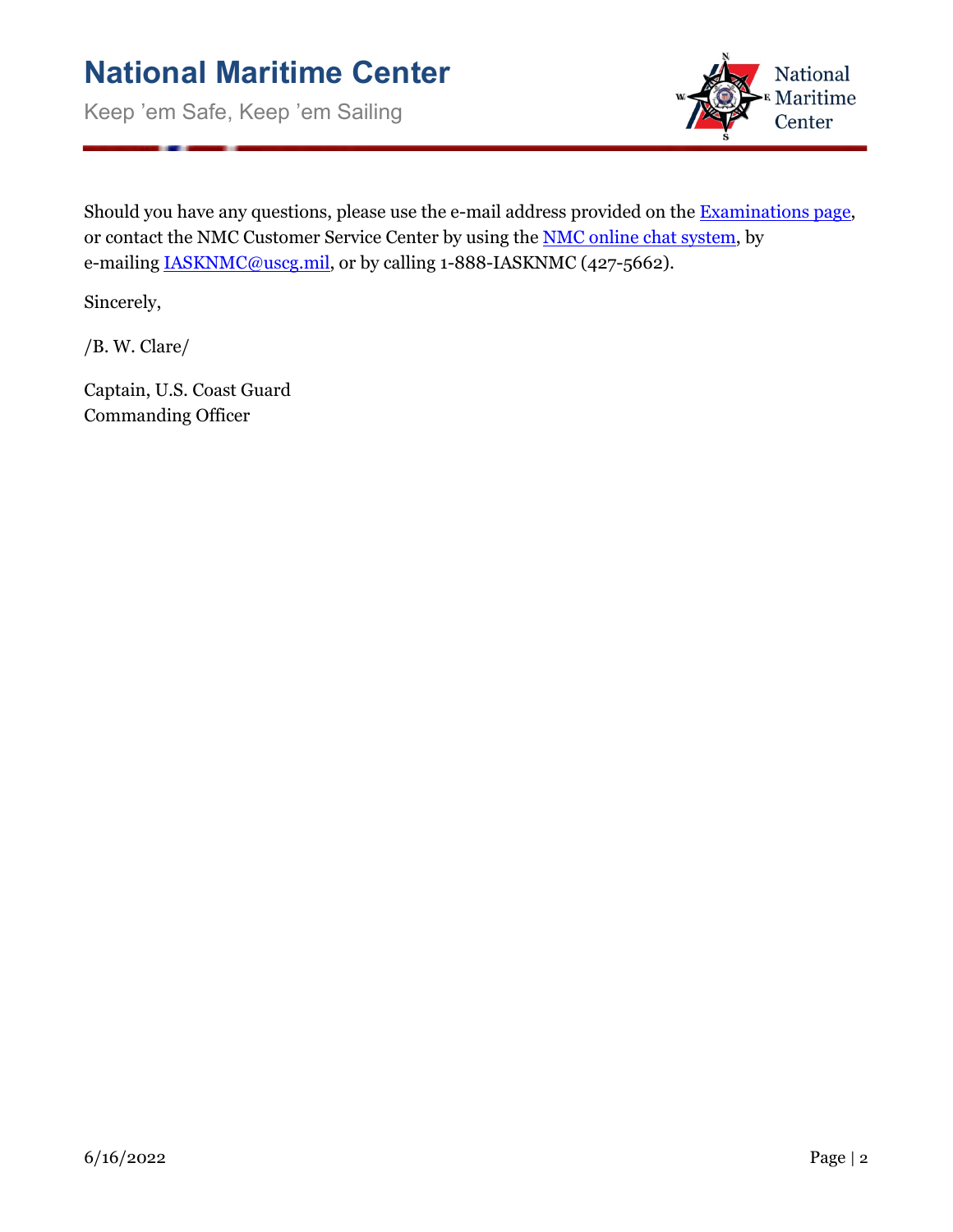Should you have any questions, please use the e-mail address provided on the [Examinations page](), or contact the NMC Customer Service Center by using the [NMC online chat system](), by e-mailing [IASKNMC@uscg.mil](mailto:IASKNMC@uscg.mil), or by calling 1-888-IASKNMC (427-5662).

Sincerely,

/B. W. Clare/

Captain, U.S. Coast Guard
Commanding Officer